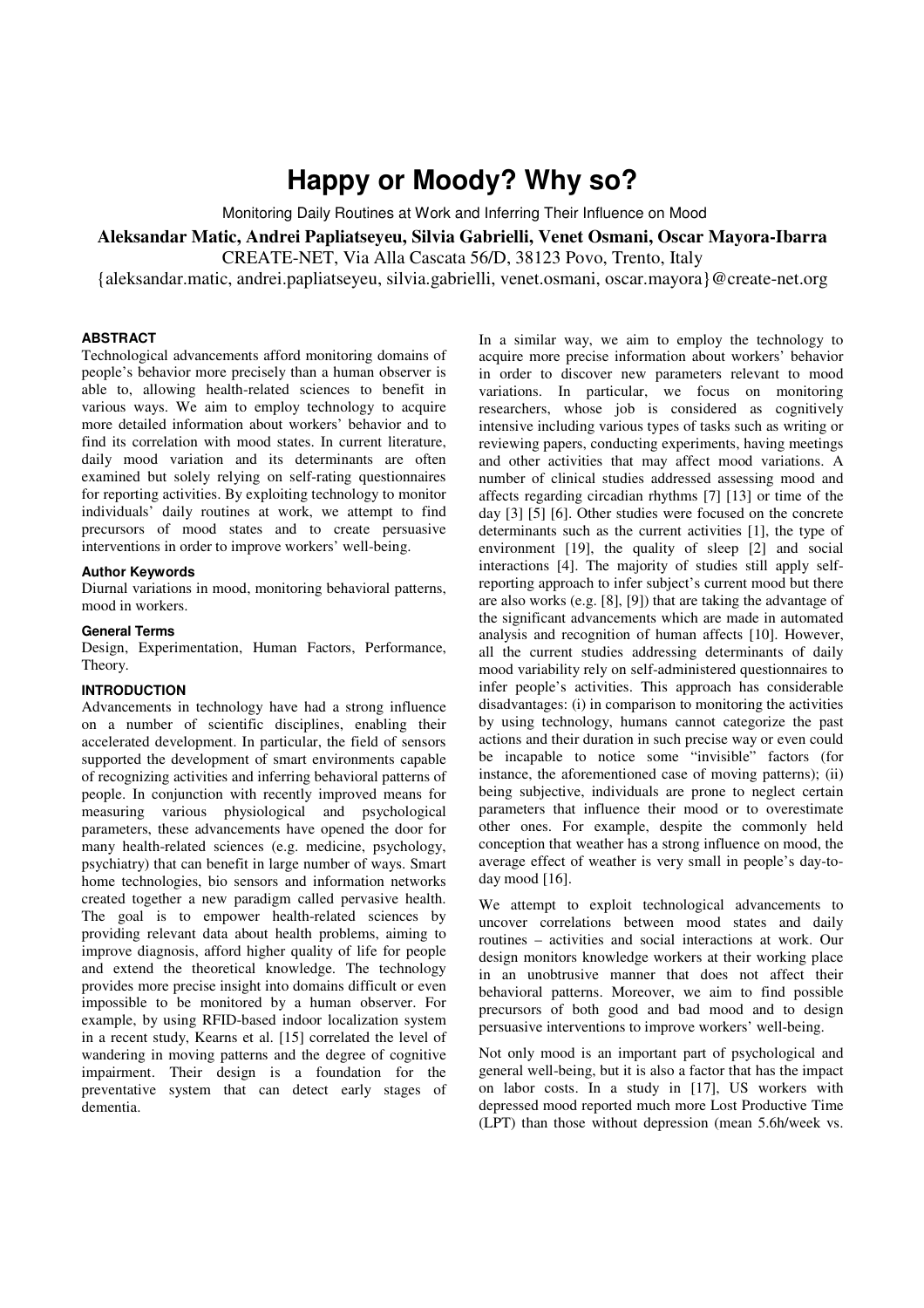# Happy or Moody? Why so?

Monitoring Daily Routines at Work and Inferring Their Influence on Mood

**Aleksandar Matic, Andrei Papliatseyeu, Silvia Gabrielli, Venet Osmani, Oscar Mayora-Ibarra**

CREATE-NET, Via Alla Cascata 56/D, 38123 Povo, Trento, Italy

{aleksandar.matic, andrei.papliatseyeu, silvia.gabrielli, venet.osmani, oscar.mayora}@create-net.org

### ABSTRACT

Technological advancements afford monitoring domains of people's behavior more precisely than a human observer is able to, allowing health-related sciences to benefit in various ways. We aim to employ technology to acquire more detailed information about workers' behavior and to find its correlation with mood states. In current literature, daily mood variation and its determinants are often examined but solely relying on self-rating questionnaires for reporting activities. By exploiting technology to monitor individuals' daily routines at work, we attempt to find precursors of mood states and to create persuasive interventions in order to improve workers' well-being.

### Author Keywords

Diurnal variations in mood, monitoring behavioral patterns, mood in workers.

### General Terms

Design, Experimentation, Human Factors, Performance, Theory.

### INTRODUCTION

Advancements in technology have had a strong influence on a number of scientific disciplines, enabling their accelerated development. In particular, the field of sensors supported the development of smart environments capable of recognizing activities and inferring behavioral patterns of people. In conjunction with recently improved means for measuring various physiological and psychological parameters, these advancements have opened the door for many health-related sciences (e.g. medicine, psychology, psychiatry) that can benefit in large number of ways. Smart home technologies, bio sensors and information networks created together a new paradigm called pervasive health. The goal is to empower health-related sciences by providing relevant data about health problems, aiming to improve diagnosis, afford higher quality of life for people and extend the theoretical knowledge. The technology provides more precise insight into domains difficult or even impossible to be monitored by a human observer. For example, by using RFID-based indoor localization system in a recent study, Kearns et al. [15] correlated the level of wandering in moving patterns and the degree of cognitive impairment. Their design is a foundation for the preventative system that can detect early stages of dementia.

In a similar way, we aim to employ the technology to acquire more precise information about workers' behavior in order to discover new parameters relevant to mood variations. In particular, we focus on monitoring researchers, whose job is considered as cognitively intensive including various types of tasks such as writing or reviewing papers, conducting experiments, having meetings and other activities that may affect mood variations. A number of clinical studies addressed assessing mood and affects regarding circadian rhythms [7] [13] or time of the day [3] [5] [6]. Other studies were focused on the concrete determinants such as the current activities [1], the type of environment [19], the quality of sleep [2] and social interactions [4]. The majority of studies still apply self-reporting approach to infer subject's current mood but there are also works (e.g. [8], [9]) that are taking the advantage of the significant advancements which are made in automated analysis and recognition of human affects [10]. However, all the current studies addressing determinants of daily mood variability rely on self-administered questionnaires to infer people's activities. This approach has considerable disadvantages: (i) in comparison to monitoring the activities by using technology, humans cannot categorize the past actions and their duration in such precise way or even could be incapable to notice some "invisible" factors (for instance, the aforementioned case of moving patterns); (ii) being subjective, individuals are prone to neglect certain parameters that influence their mood or to overestimate other ones. For example, despite the commonly held conception that weather has a strong influence on mood, the average effect of weather is very small in people's day-to-day mood [16].

We attempt to exploit technological advancements to uncover correlations between mood states and daily routines – activities and social interactions at work. Our design monitors knowledge workers at their working place in an unobtrusive manner that does not affect their behavioral patterns. Moreover, we aim to find possible precursors of both good and bad mood and to design persuasive interventions to improve workers' well-being.

Not only mood is an important part of psychological and general well-being, but it is also a factor that has the impact on labor costs. In a study in [17], US workers with depressed mood reported much more Lost Productive Time (LPT) than those without depression (mean 5.6h/week vs.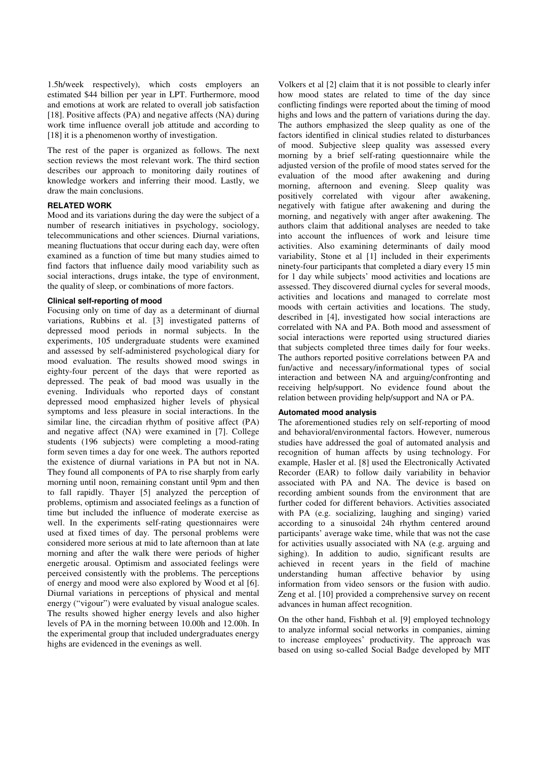1.5h/week respectively), which costs employers an estimated $44 billion per year in LPT. Furthermore, mood and emotions at work are related to overall job satisfaction [18]. Positive affects (PA) and negative affects (NA) during work time influence overall job attitude and according to [18] it is a phenomenon worthy of investigation.

The rest of the paper is organized as follows. The next section reviews the most relevant work. The third section describes our approach to monitoring daily routines of knowledge workers and inferring their mood. Lastly, we draw the main conclusions.

## RELATED WORK

Mood and its variations during the day were the subject of a number of research initiatives in psychology, sociology, telecommunications and other sciences. Diurnal variations, meaning fluctuations that occur during each day, were often examined as a function of time but many studies aimed to find factors that influence daily mood variability such as social interactions, drugs intake, the type of environment, the quality of sleep, or combinations of more factors.

### Clinical self-reporting of mood

Focusing only on time of day as a determinant of diurnal variations, Rubbins et al. [3] investigated patterns of depressed mood periods in normal subjects. In the experiments, 105 undergraduate students were examined and assessed by self-administered psychological diary for mood evaluation. The results showed mood swings in eighty-four percent of the days that were reported as depressed. The peak of bad mood was usually in the evening. Individuals who reported days of constant depressed mood emphasized higher levels of physical symptoms and less pleasure in social interactions. In the similar line, the circadian rhythm of positive affect (PA) and negative affect (NA) were examined in [7]. College students (196 subjects) were completing a mood-rating form seven times a day for one week. The authors reported the existence of diurnal variations in PA but not in NA. They found all components of PA to rise sharply from early morning until noon, remaining constant until 9pm and then to fall rapidly. Thayer [5] analyzed the perception of problems, optimism and associated feelings as a function of time but included the influence of moderate exercise as well. In the experiments self-rating questionnaires were used at fixed times of day. The personal problems were considered more serious at mid to late afternoon than at late morning and after the walk there were periods of higher energetic arousal. Optimism and associated feelings were perceived consistently with the problems. The perceptions of energy and mood were also explored by Wood et al [6]. Diurnal variations in perceptions of physical and mental energy ("vigour") were evaluated by visual analogue scales. The results showed higher energy levels and also higher levels of PA in the morning between 10.00h and 12.00h. In the experimental group that included undergraduates energy highs are evidenced in the evenings as well.

Volkers et al [2] claim that it is not possible to clearly infer how mood states are related to time of the day since conflicting findings were reported about the timing of mood highs and lows and the pattern of variations during the day. The authors emphasized the sleep quality as one of the factors identified in clinical studies related to disturbances of mood. Subjective sleep quality was assessed every morning by a brief self-rating questionnaire while the adjusted version of the profile of mood states served for the evaluation of the mood after awakening and during morning, afternoon and evening. Sleep quality was positively correlated with vigour after awakening, negatively with fatigue after awakening and during the morning, and negatively with anger after awakening. The authors claim that additional analyses are needed to take into account the influences of work and leisure time activities. Also examining determinants of daily mood variability, Stone et al [1] included in their experiments ninety-four participants that completed a diary every 15 min for 1 day while subjects' mood activities and locations are assessed. They discovered diurnal cycles for several moods, activities and locations and managed to correlate most moods with certain activities and locations. The study, described in [4], investigated how social interactions are correlated with NA and PA. Both mood and assessment of social interactions were reported using structured diaries that subjects completed three times daily for four weeks. The authors reported positive correlations between PA and fun/active and necessary/informational types of social interaction and between NA and arguing/confronting and receiving help/support. No evidence found about the relation between providing help/support and NA or PA.

### Automated mood analysis

The aforementioned studies rely on self-reporting of mood and behavioral/environmental factors. However, numerous studies have addressed the goal of automated analysis and recognition of human affects by using technology. For example, Hasler et al. [8] used the Electronically Activated Recorder (EAR) to follow daily variability in behavior associated with PA and NA. The device is based on recording ambient sounds from the environment that are further coded for different behaviors. Activities associated with PA (e.g. socializing, laughing and singing) varied according to a sinusoidal 24h rhythm centered around participants' average wake time, while that was not the case for activities usually associated with NA (e.g. arguing and sighing). In addition to audio, significant results are achieved in recent years in the field of machine understanding human affective behavior by using information from video sensors or the fusion with audio. Zeng et al. [10] provided a comprehensive survey on recent advances in human affect recognition.

On the other hand, Fishbah et al. [9] employed technology to analyze informal social networks in companies, aiming to increase employees' productivity. The approach was based on using so-called Social Badge developed by MIT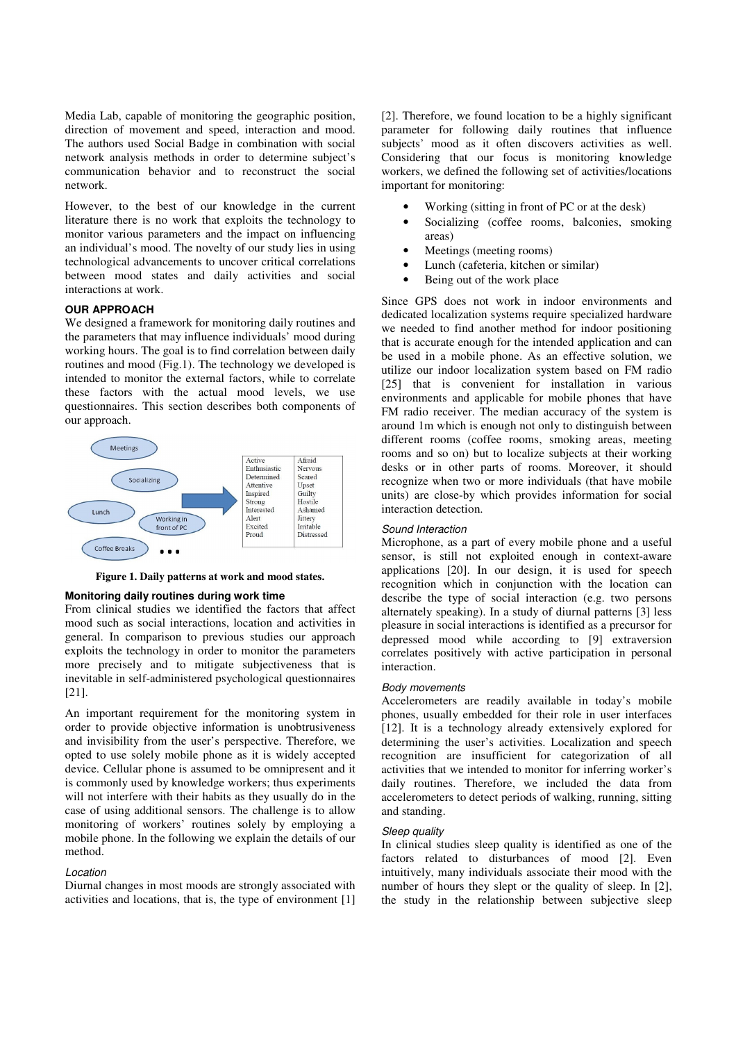Media Lab, capable of monitoring the geographic position, direction of movement and speed, interaction and mood. The authors used Social Badge in combination with social network analysis methods in order to determine subject's communication behavior and to reconstruct the social network.

However, to the best of our knowledge in the current literature there is no work that exploits the technology to monitor various parameters and the impact on influencing an individual's mood. The novelty of our study lies in using technological advancements to uncover critical correlations between mood states and daily activities and social interactions at work.

## OUR APPROACH

We designed a framework for monitoring daily routines and the parameters that may influence individuals' mood during working hours. The goal is to find correlation between daily routines and mood (Fig.1). The technology we developed is intended to monitor the external factors, while to correlate these factors with the actual mood levels, we use questionnaires. This section describes both components of our approach.

**Figure 1. Daily patterns at work and mood states.**

### Monitoring daily routines during work time

From clinical studies we identified the factors that affect mood such as social interactions, location and activities in general. In comparison to previous studies our approach exploits the technology in order to monitor the parameters more precisely and to mitigate subjectiveness that is inevitable in self-administered psychological questionnaires [21].

An important requirement for the monitoring system in order to provide objective information is unobtrusiveness and invisibility from the user's perspective. Therefore, we opted to use solely mobile phone as it is widely accepted device. Cellular phone is assumed to be omnipresent and it is commonly used by knowledge workers; thus experiments will not interfere with their habits as they usually do in the case of using additional sensors. The challenge is to allow monitoring of workers' routines solely by employing a mobile phone. In the following we explain the details of our method.

#### *Location*

Diurnal changes in most moods are strongly associated with activities and locations, that is, the type of environment [1] [2]. Therefore, we found location to be a highly significant parameter for following daily routines that influence subjects' mood as it often discovers activities as well. Considering that our focus is monitoring knowledge workers, we defined the following set of activities/locations important for monitoring:

- Working (sitting in front of PC or at the desk)
- Socializing (coffee rooms, balconies, smoking areas)
- Meetings (meeting rooms)
- Lunch (cafeteria, kitchen or similar)
- Being out of the work place

Since GPS does not work in indoor environments and dedicated localization systems require specialized hardware we needed to find another method for indoor positioning that is accurate enough for the intended application and can be used in a mobile phone. As an effective solution, we utilize our indoor localization system based on FM radio [25] that is convenient for installation in various environments and applicable for mobile phones that have FM radio receiver. The median accuracy of the system is around 1m which is enough not only to distinguish between different rooms (coffee rooms, smoking areas, meeting rooms and so on) but to localize subjects at their working desks or in other parts of rooms. Moreover, it should recognize when two or more individuals (that have mobile units) are close-by which provides information for social interaction detection.

#### *Sound Interaction*

Microphone, as a part of every mobile phone and a useful sensor, is still not exploited enough in context-aware applications [20]. In our design, it is used for speech recognition which in conjunction with the location can describe the type of social interaction (e.g. two persons alternately speaking). In a study of diurnal patterns [3] less pleasure in social interactions is identified as a precursor for depressed mood while according to [9] extraversion correlates positively with active participation in personal interaction.

#### *Body movements*

Accelerometers are readily available in today's mobile phones, usually embedded for their role in user interfaces [12]. It is a technology already extensively explored for determining the user's activities. Localization and speech recognition are insufficient for categorization of all activities that we intended to monitor for inferring worker's daily routines. Therefore, we included the data from accelerometers to detect periods of walking, running, sitting and standing.

#### *Sleep quality*

In clinical studies sleep quality is identified as one of the factors related to disturbances of mood [2]. Even intuitively, many individuals associate their mood with the number of hours they slept or the quality of sleep. In [2], the study in the relationship between subjective sleep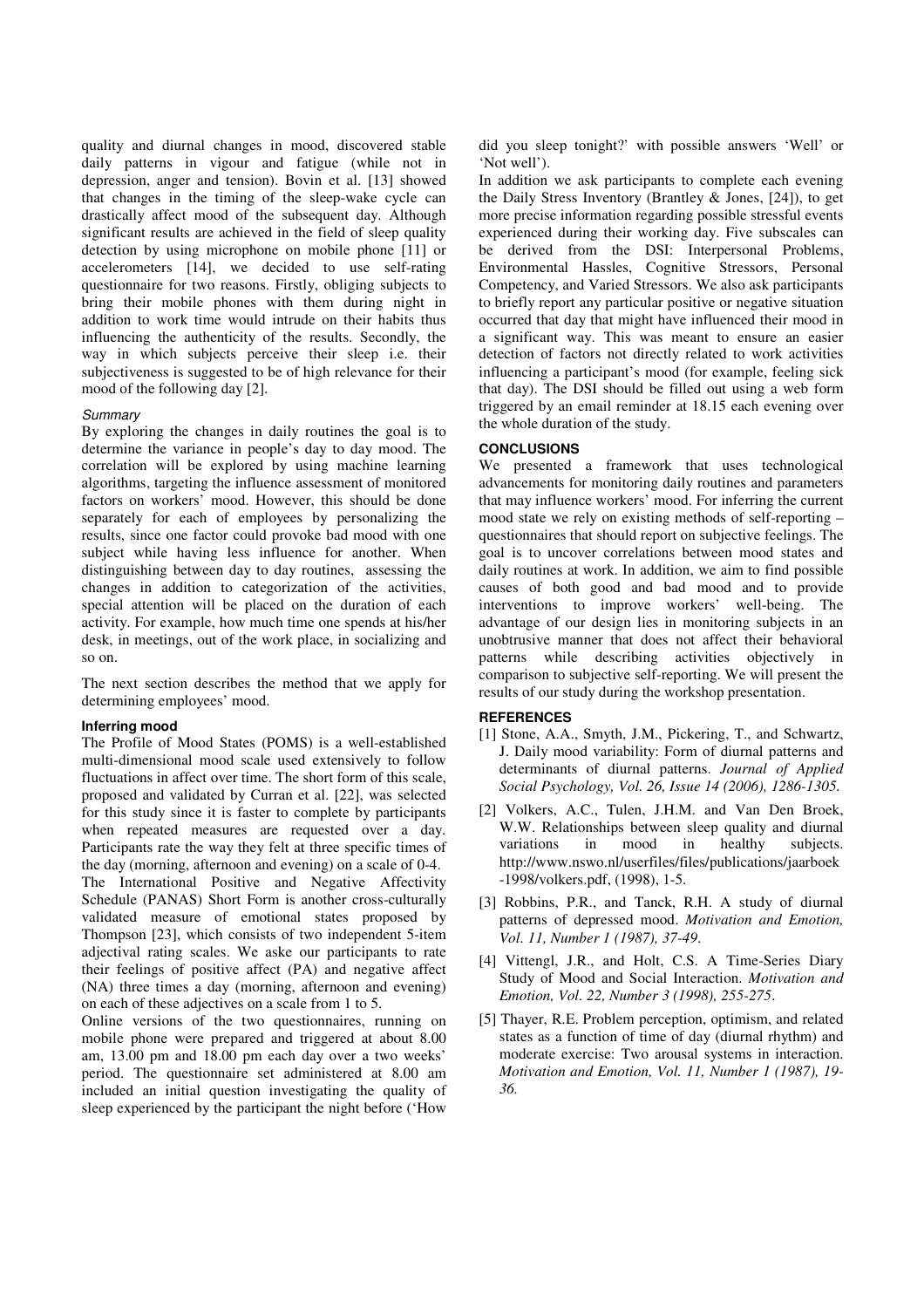quality and diurnal changes in mood, discovered stable daily patterns in vigour and fatigue (while not in depression, anger and tension). Bovin et al. [13] showed that changes in the timing of the sleep-wake cycle can drastically affect mood of the subsequent day. Although significant results are achieved in the field of sleep quality detection by using microphone on mobile phone [11] or accelerometers [14], we decided to use self-rating questionnaire for two reasons. Firstly, obliging subjects to bring their mobile phones with them during night in addition to work time would intrude on their habits thus influencing the authenticity of the results. Secondly, the way in which subjects perceive their sleep i.e. their subjectiveness is suggested to be of high relevance for their mood of the following day [2].

#### *Summary*

By exploring the changes in daily routines the goal is to determine the variance in people's day to day mood. The correlation will be explored by using machine learning algorithms, targeting the influence assessment of monitored factors on workers' mood. However, this should be done separately for each of employees by personalizing the results, since one factor could provoke bad mood with one subject while having less influence for another. When distinguishing between day to day routines, assessing the changes in addition to categorization of the activities, special attention will be placed on the duration of each activity. For example, how much time one spends at his/her desk, in meetings, out of the work place, in socializing and so on.

The next section describes the method that we apply for determining employees' mood.

### Inferring mood

The Profile of Mood States (POMS) is a well-established multi-dimensional mood scale used extensively to follow fluctuations in affect over time. The short form of this scale, proposed and validated by Curran et al. [22], was selected for this study since it is faster to complete by participants when repeated measures are requested over a day. Participants rate the way they felt at three specific times of the day (morning, afternoon and evening) on a scale of 0-4.

The International Positive and Negative Affectivity Schedule (PANAS) Short Form is another cross-culturally validated measure of emotional states proposed by Thompson [23], which consists of two independent 5-item adjectival rating scales. We aske our participants to rate their feelings of positive affect (PA) and negative affect (NA) three times a day (morning, afternoon and evening) on each of these adjectives on a scale from 1 to 5.

Online versions of the two questionnaires, running on mobile phone were prepared and triggered at about 8.00 am, 13.00 pm and 18.00 pm each day over a two weeks' period. The questionnaire set administered at 8.00 am included an initial question investigating the quality of sleep experienced by the participant the night before ('How did you sleep tonight?' with possible answers 'Well' or 'Not well').

In addition we ask participants to complete each evening the Daily Stress Inventory (Brantley & Jones, [24]), to get more precise information regarding possible stressful events experienced during their working day. Five subscales can be derived from the DSI: Interpersonal Problems, Environmental Hassles, Cognitive Stressors, Personal Competency, and Varied Stressors. We also ask participants to briefly report any particular positive or negative situation occurred that day that might have influenced their mood in a significant way. This was meant to ensure an easier detection of factors not directly related to work activities influencing a participant's mood (for example, feeling sick that day). The DSI should be filled out using a web form triggered by an email reminder at 18.15 each evening over the whole duration of the study.

## CONCLUSIONS

We presented a framework that uses technological advancements for monitoring daily routines and parameters that may influence workers' mood. For inferring the current mood state we rely on existing methods of self-reporting – questionnaires that should report on subjective feelings. The goal is to uncover correlations between mood states and daily routines at work. In addition, we aim to find possible causes of both good and bad mood and to provide interventions to improve workers' well-being. The advantage of our design lies in monitoring subjects in an unobtrusive manner that does not affect their behavioral patterns while describing activities objectively in comparison to subjective self-reporting. We will present the results of our study during the workshop presentation.

## REFERENCES

[1] Stone, A.A., Smyth, J.M., Pickering, T., and Schwartz, J. Daily mood variability: Form of diurnal patterns and determinants of diurnal patterns. *Journal of Applied Social Psychology, Vol. 26, Issue 14 (2006), 1286-1305.*

[2] Volkers, A.C., Tulen, J.H.M. and Van Den Broek, W.W. Relationships between sleep quality and diurnal variations in mood in healthy subjects. http://www.nswo.nl/userfiles/files/publications/jaarboek-1998/volkers.pdf, (1998), 1-5.

[3] Robbins, P.R., and Tanck, R.H. A study of diurnal patterns of depressed mood. *Motivation and Emotion, Vol. 11, Number 1 (1987), 37-49.*

[4] Vittengl, J.R., and Holt, C.S. A Time-Series Diary Study of Mood and Social Interaction. *Motivation and Emotion, Vol. 22, Number 3 (1998), 255-275.*

[5] Thayer, R.E. Problem perception, optimism, and related states as a function of time of day (diurnal rhythm) and moderate exercise: Two arousal systems in interaction. *Motivation and Emotion, Vol. 11, Number 1 (1987), 19-36.*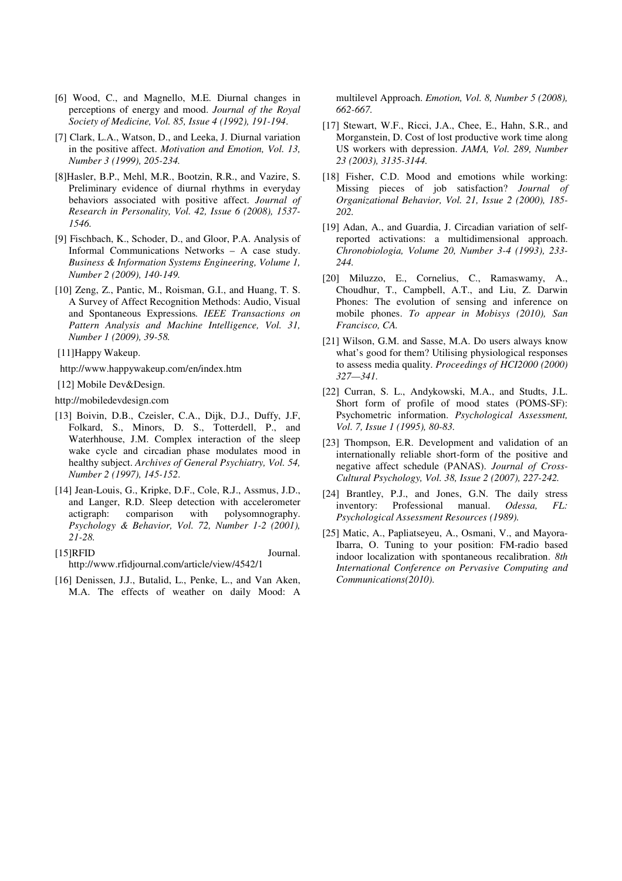[6] Wood, C., and Magnello, M.E. Diurnal changes in perceptions of energy and mood. *Journal of the Royal Society of Medicine, Vol. 85, Issue 4 (1992), 191-194*.

[7] Clark, L.A., Watson, D., and Leeka, J. Diurnal variation in the positive affect. *Motivation and Emotion, Vol. 13, Number 3 (1999), 205-234.*

[8]Hasler, B.P., Mehl, M.R., Bootzin, R.R., and Vazire, S. Preliminary evidence of diurnal rhythms in everyday behaviors associated with positive affect. *Journal of Research in Personality, Vol. 42, Issue 6 (2008), 1537-1546.*

[9] Fischbach, K., Schoder, D., and Gloor, P.A. Analysis of Informal Communications Networks – A case study. *Business & Information Systems Engineering, Volume 1, Number 2 (2009), 140-149.*

[10] Zeng, Z., Pantic, M., Roisman, G.I., and Huang, T. S. A Survey of Affect Recognition Methods: Audio, Visual and Spontaneous Expressions*. IEEE Transactions on Pattern Analysis and Machine Intelligence, Vol. 31, Number 1 (2009), 39-58.*

[11]Happy Wakeup.

http://www.happywakeup.com/en/index.htm

[12] Mobile Dev&Design.

http://mobiledevdesign.com

[13] Boivin, D.B., Czeisler, C.A., Dijk, D.J., Duffy, J.F, Folkard, S., Minors, D. S., Totterdell, P., and Waterhhouse, J.M. Complex interaction of the sleep wake cycle and circadian phase modulates mood in healthy subject. *Archives of General Psychiatry, Vol. 54, Number 2 (1997), 145-152*.

[14] Jean-Louis, G., Kripke, D.F., Cole, R.J., Assmus, J.D., and Langer, R.D. Sleep detection with accelerometer actigraph: comparison with polysomnography. *Psychology & Behavior, Vol. 72, Number 1-2 (2001), 21-28.*

[15]RFID Journal. http://www.rfidjournal.com/article/view/4542/1

[16] Denissen, J.J., Butalid, L., Penke, L., and Van Aken, M.A. The effects of weather on daily Mood: A multilevel Approach. *Emotion, Vol. 8, Number 5 (2008), 662-667.*

[17] Stewart, W.F., Ricci, J.A., Chee, E., Hahn, S.R., and Morganstein, D. Cost of lost productive work time along US workers with depression. *JAMA, Vol. 289, Number 23 (2003), 3135-3144.*

[18] Fisher, C.D. Mood and emotions while working: Missing pieces of job satisfaction? *Journal of Organizational Behavior, Vol. 21, Issue 2 (2000), 185-202.*

[19] Adan, A., and Guardia, J. Circadian variation of self-reported activations: a multidimensional approach. *Chronobiologia, Volume 20, Number 3-4 (1993), 233-244.*

[20] Miluzzo, E., Cornelius, C., Ramaswamy, A., Choudhur, T., Campbell, A.T., and Liu, Z. Darwin Phones: The evolution of sensing and inference on mobile phones. *To appear in Mobisys (2010), San Francisco, CA.*

[21] Wilson, G.M. and Sasse, M.A. Do users always know what's good for them? Utilising physiological responses to assess media quality. *Proceedings of HCI2000 (2000) 327—341.*

[22] Curran, S. L., Andykowski, M.A., and Studts, J.L. Short form of profile of mood states (POMS-SF): Psychometric information. *Psychological Assessment, Vol. 7, Issue 1 (1995), 80-83.*

[23] Thompson, E.R. Development and validation of an internationally reliable short-form of the positive and negative affect schedule (PANAS). *Journal of Cross-Cultural Psychology, Vol. 38, Issue 2 (2007), 227-242.*

[24] Brantley, P.J., and Jones, G.N. The daily stress inventory: Professional manual. *Odessa, FL: Psychological Assessment Resources (1989).*

[25] Matic, A., Papliatseyeu, A., Osmani, V., and Mayora-Ibarra, O. Tuning to your position: FM-radio based indoor localization with spontaneous recalibration. *8th International Conference on Pervasive Computing and Communications(2010).*